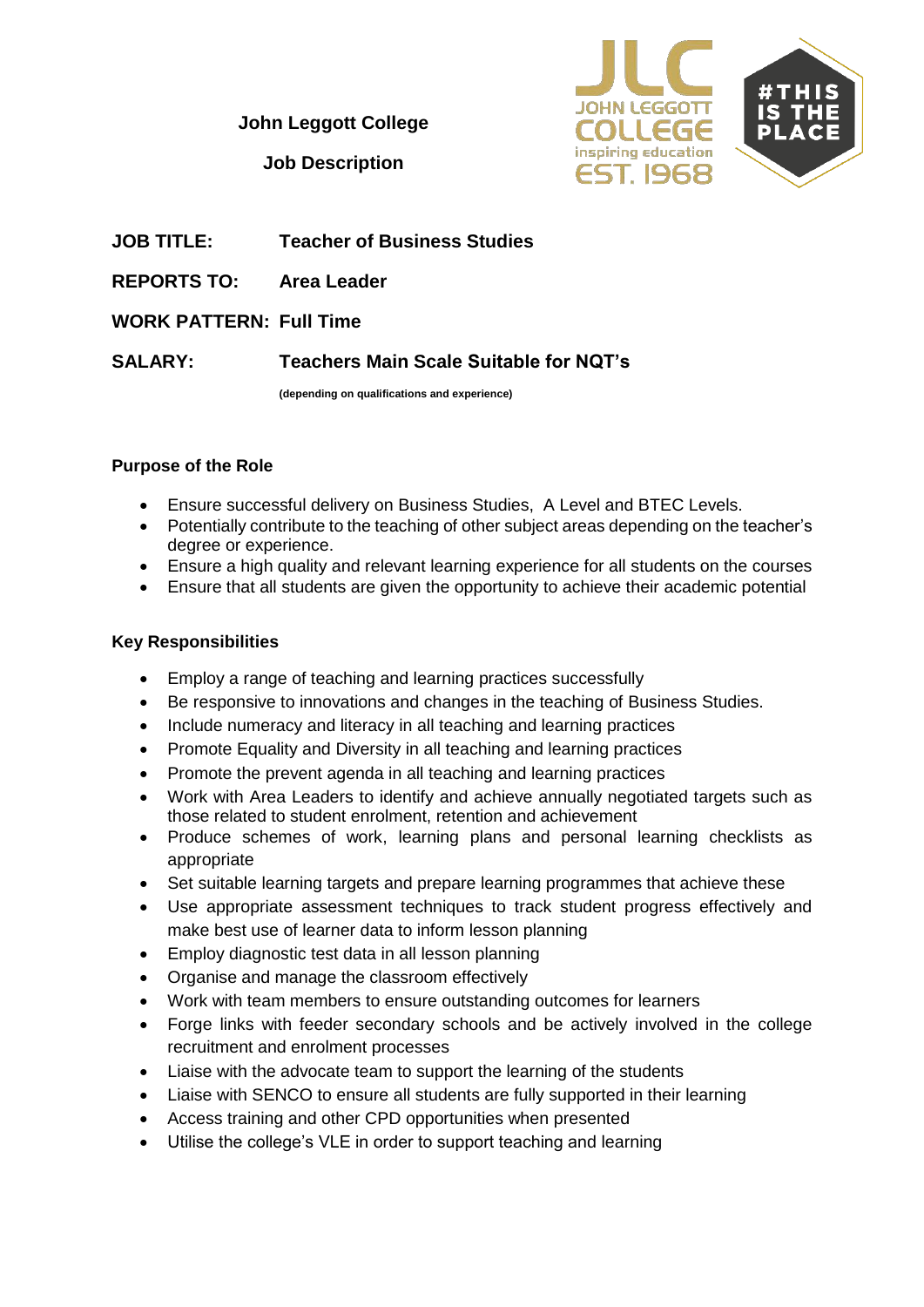**John Leggott College**

**Job Description**

**JOB TITLE:** **Teacher of Business Studies**

**REPORTS TO:** **Area Leader**

**WORK PATTERN:** **Full Time**

**SALARY:** **Teachers Main Scale Suitable for NQT's**

**(depending on qualifications and experience)**

### Purpose of the Role

- Ensure successful delivery on Business Studies, A Level and BTEC Levels.
- Potentially contribute to the teaching of other subject areas depending on the teacher's degree or experience.
- Ensure a high quality and relevant learning experience for all students on the courses
- Ensure that all students are given the opportunity to achieve their academic potential

### Key Responsibilities

- Employ a range of teaching and learning practices successfully
- Be responsive to innovations and changes in the teaching of Business Studies.
- Include numeracy and literacy in all teaching and learning practices
- Promote Equality and Diversity in all teaching and learning practices
- Promote the prevent agenda in all teaching and learning practices
- Work with Area Leaders to identify and achieve annually negotiated targets such as those related to student enrolment, retention and achievement
- Produce schemes of work, learning plans and personal learning checklists as appropriate
- Set suitable learning targets and prepare learning programmes that achieve these
- Use appropriate assessment techniques to track student progress effectively and make best use of learner data to inform lesson planning
- Employ diagnostic test data in all lesson planning
- Organise and manage the classroom effectively
- Work with team members to ensure outstanding outcomes for learners
- Forge links with feeder secondary schools and be actively involved in the college recruitment and enrolment processes
- Liaise with the advocate team to support the learning of the students
- Liaise with SENCO to ensure all students are fully supported in their learning
- Access training and other CPD opportunities when presented
- Utilise the college's VLE in order to support teaching and learning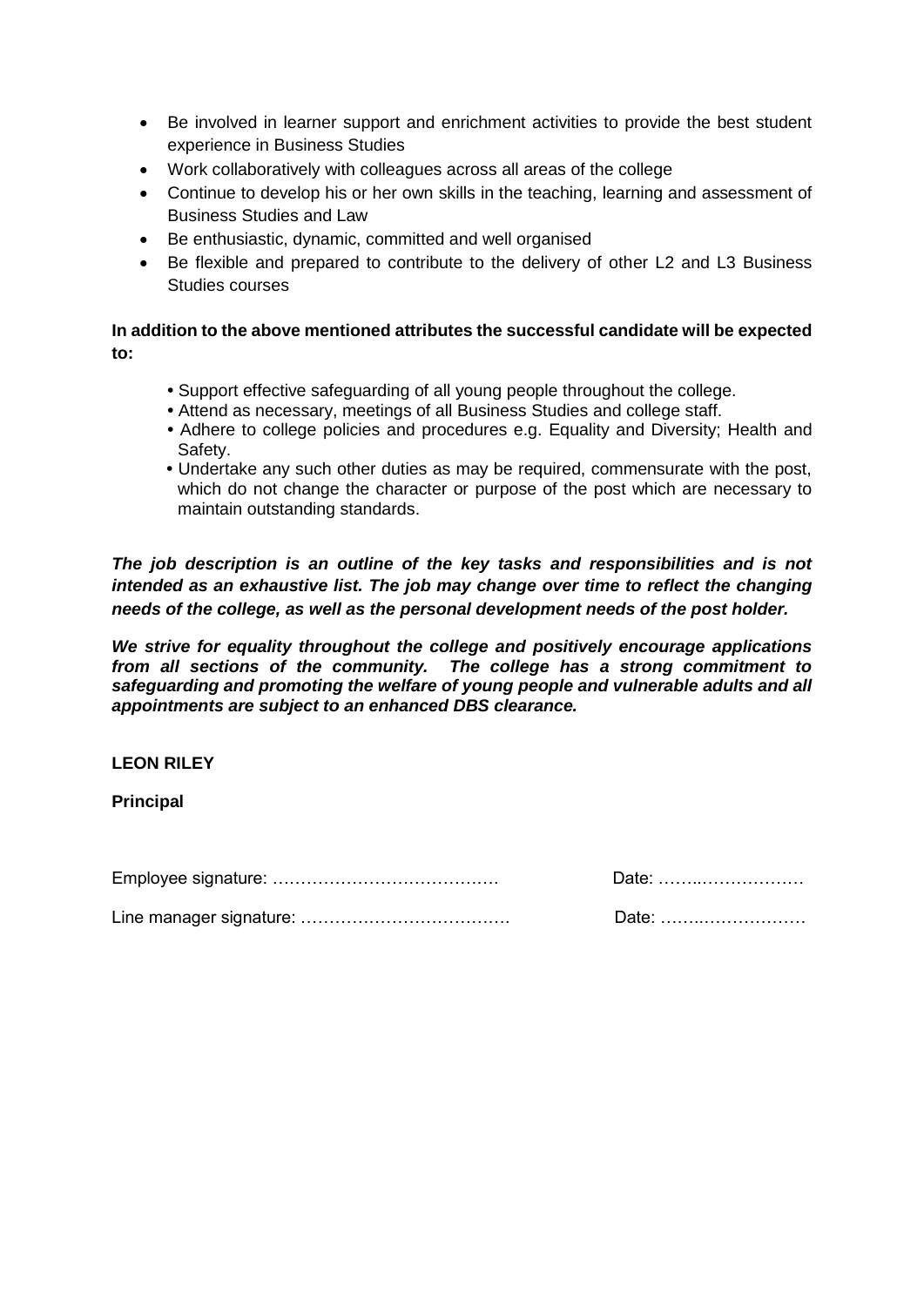- Be involved in learner support and enrichment activities to provide the best student experience in Business Studies
- Work collaboratively with colleagues across all areas of the college
- Continue to develop his or her own skills in the teaching, learning and assessment of Business Studies and Law
- Be enthusiastic, dynamic, committed and well organised
- Be flexible and prepared to contribute to the delivery of other L2 and L3 Business Studies courses

**In addition to the above mentioned attributes the successful candidate will be expected to:**

- Support effective safeguarding of all young people throughout the college.
- Attend as necessary, meetings of all Business Studies and college staff.
- Adhere to college policies and procedures e.g. Equality and Diversity; Health and Safety.
- Undertake any such other duties as may be required, commensurate with the post, which do not change the character or purpose of the post which are necessary to maintain outstanding standards.

***The job description is an outline of the key tasks and responsibilities and is not intended as an exhaustive list. The job may change over time to reflect the changing needs of the college, as well as the personal development needs of the post holder.***

***We strive for equality throughout the college and positively encourage applications from all sections of the community. The college has a strong commitment to safeguarding and promoting the welfare of young people and vulnerable adults and all appointments are subject to an enhanced DBS clearance.***

**LEON RILEY**

**Principal**

Employee signature: …………………….…………… Date: ……..………………

Line manager signature: ……………….…………….… Date: ……..………………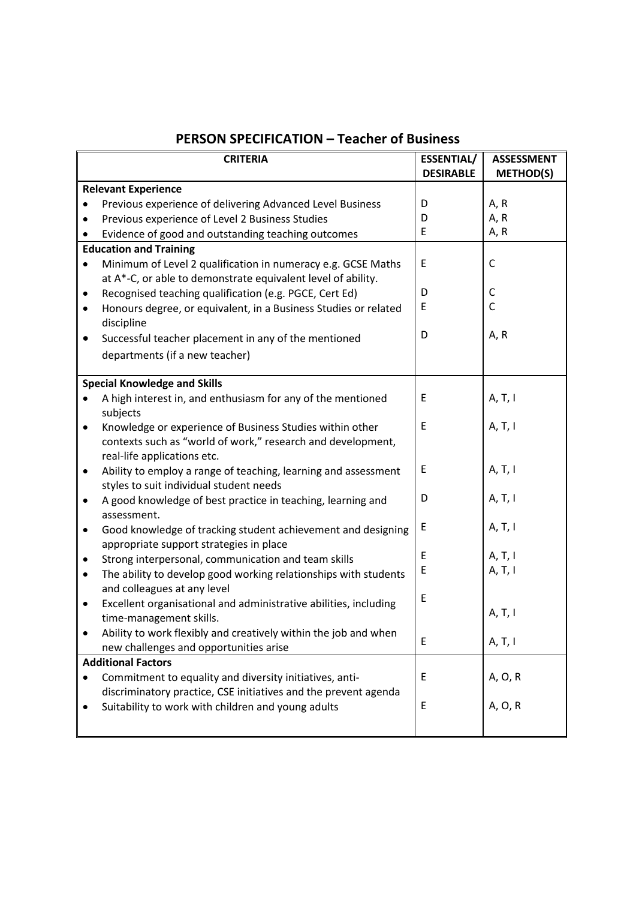# PERSON SPECIFICATION – Teacher of Business

| CRITERIA | ESSENTIAL/ DESIRABLE | ASSESSMENT METHOD(S) |
|---|---|---|
| **Relevant Experience** | | |
| • Previous experience of delivering Advanced Level Business | D | A, R |
| • Previous experience of Level 2 Business Studies | D | A, R |
| • Evidence of good and outstanding teaching outcomes | E | A, R |
| **Education and Training** | | |
| • Minimum of Level 2 qualification in numeracy e.g. GCSE Maths at A*-C, or able to demonstrate equivalent level of ability. | E | C |
| • Recognised teaching qualification (e.g. PGCE, Cert Ed) | D | C |
| • Honours degree, or equivalent, in a Business Studies or related discipline | E | C |
| • Successful teacher placement in any of the mentioned departments (if a new teacher) | D | A, R |
| **Special Knowledge and Skills** | | |
| • A high interest in, and enthusiasm for any of the mentioned subjects | E | A, T, I |
| • Knowledge or experience of Business Studies within other contexts such as "world of work," research and development, real-life applications etc. | E | A, T, I |
| • Ability to employ a range of teaching, learning and assessment styles to suit individual student needs | E | A, T, I |
| • A good knowledge of best practice in teaching, learning and assessment. | D | A, T, I |
| • Good knowledge of tracking student achievement and designing appropriate support strategies in place | E | A, T, I |
| • Strong interpersonal, communication and team skills | E | A, T, I |
| • The ability to develop good working relationships with students and colleagues at any level | E | A, T, I |
| • Excellent organisational and administrative abilities, including time-management skills. | E | A, T, I |
| • Ability to work flexibly and creatively within the job and when new challenges and opportunities arise | E | A, T, I |
| **Additional Factors** | | |
| • Commitment to equality and diversity initiatives, anti-discriminatory practice, CSE initiatives and the prevent agenda | E | A, O, R |
| • Suitability to work with children and young adults | E | A, O, R |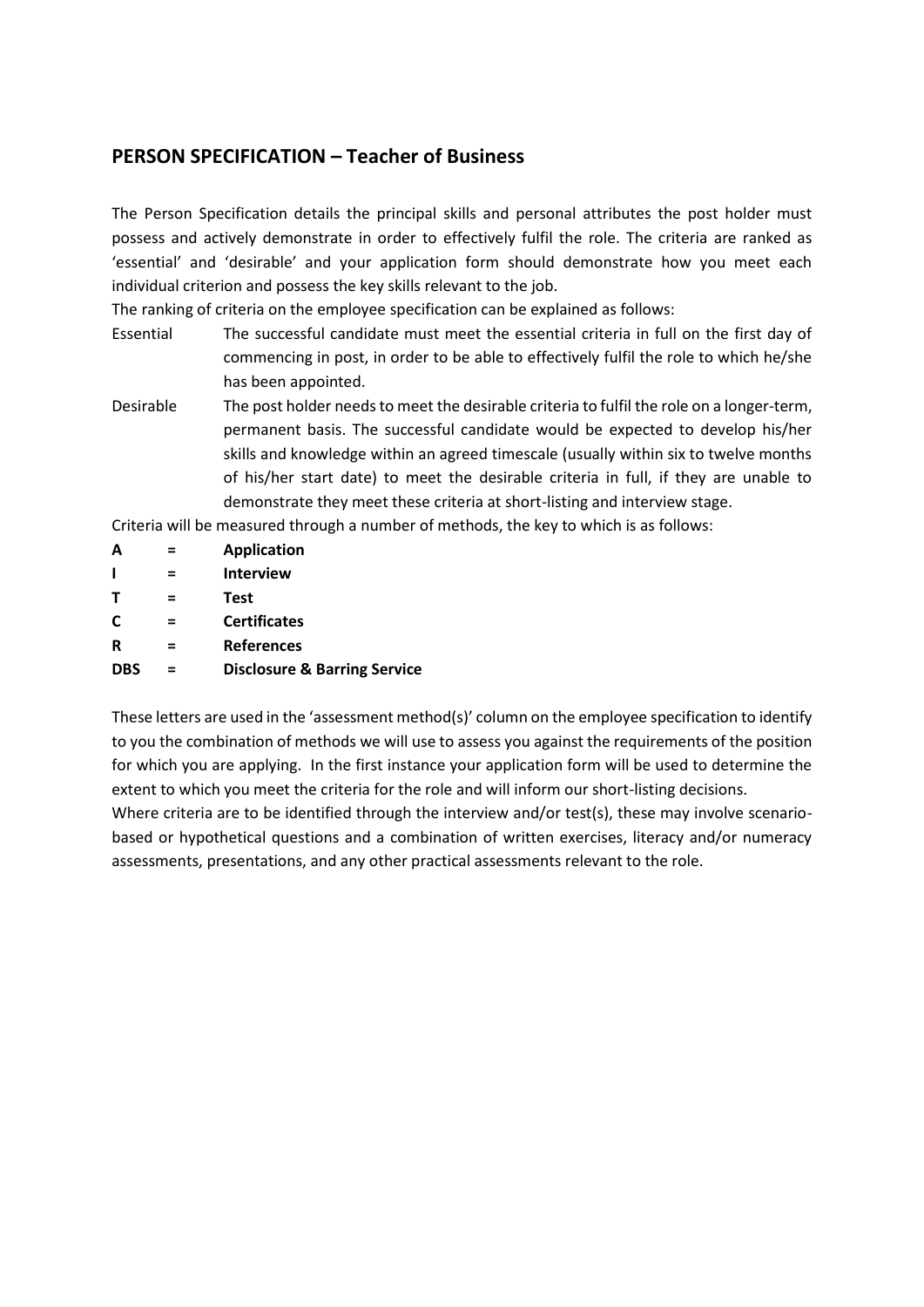## PERSON SPECIFICATION – Teacher of Business

The Person Specification details the principal skills and personal attributes the post holder must possess and actively demonstrate in order to effectively fulfil the role. The criteria are ranked as 'essential' and 'desirable' and your application form should demonstrate how you meet each individual criterion and possess the key skills relevant to the job.

The ranking of criteria on the employee specification can be explained as follows:

| | |
|---|---|
| Essential | The successful candidate must meet the essential criteria in full on the first day of commencing in post, in order to be able to effectively fulfil the role to which he/she has been appointed. |
| Desirable | The post holder needs to meet the desirable criteria to fulfil the role on a longer-term, permanent basis. The successful candidate would be expected to develop his/her skills and knowledge within an agreed timescale (usually within six to twelve months of his/her start date) to meet the desirable criteria in full, if they are unable to demonstrate they meet these criteria at short-listing and interview stage. |

Criteria will be measured through a number of methods, the key to which is as follows:

| | | |
|---|---|---|
| **A** | = | **Application** |
| **I** | = | **Interview** |
| **T** | = | **Test** |
| **C** | = | **Certificates** |
| **R** | = | **References** |
| **DBS** | = | **Disclosure & Barring Service** |

These letters are used in the 'assessment method(s)' column on the employee specification to identify to you the combination of methods we will use to assess you against the requirements of the position for which you are applying. In the first instance your application form will be used to determine the extent to which you meet the criteria for the role and will inform our short-listing decisions.

Where criteria are to be identified through the interview and/or test(s), these may involve scenario-based or hypothetical questions and a combination of written exercises, literacy and/or numeracy assessments, presentations, and any other practical assessments relevant to the role.